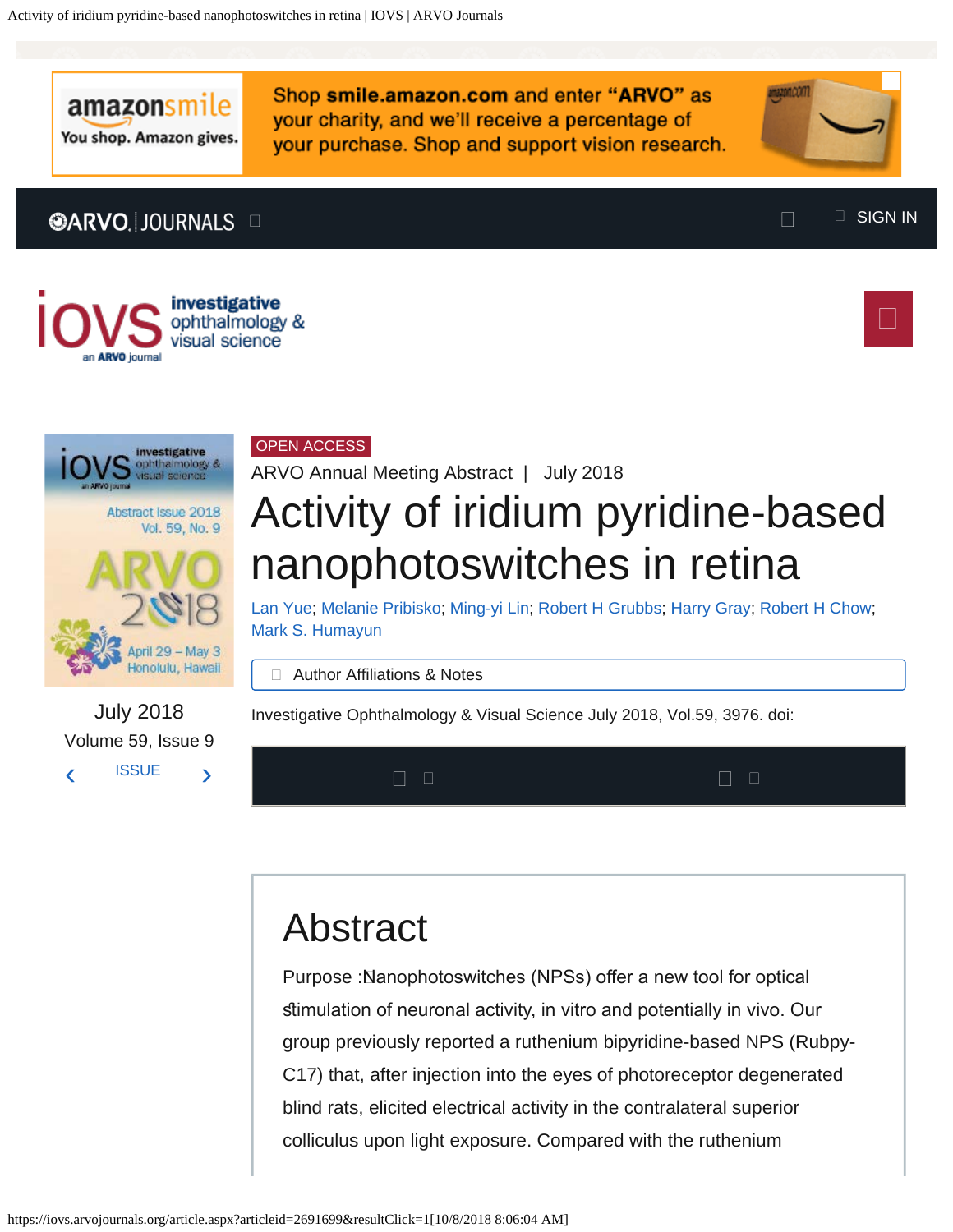OPEN ACCESS

ARVO Annual Meeting Abstract | July 2018

# Activity of iridium pyridine-based nanophotoswitches in retina

Lan Yue; Melanie Pribisko; Ming-yi Lin; Robert H Grubbs; Harry Gray; Robert H Chow; Mark S. Humayun

Author Affiliations & Notes

Investigative Ophthalmology & Visual Science July 2018, Vol.59, 3976. doi:

## Abstract

Purpose :Nanophotoswitches (NPSs) offer a new tool for optical stimulation of neuronal activity, in vitro and potentially in vivo. Our group previously reported a ruthenium bipyridine-based NPS (Rubpy-C17) that, after injection into the eyes of photoreceptor degenerated blind rats, elicited electrical activity in the contralateral superior colliculus upon light exposure. Compared with the ruthenium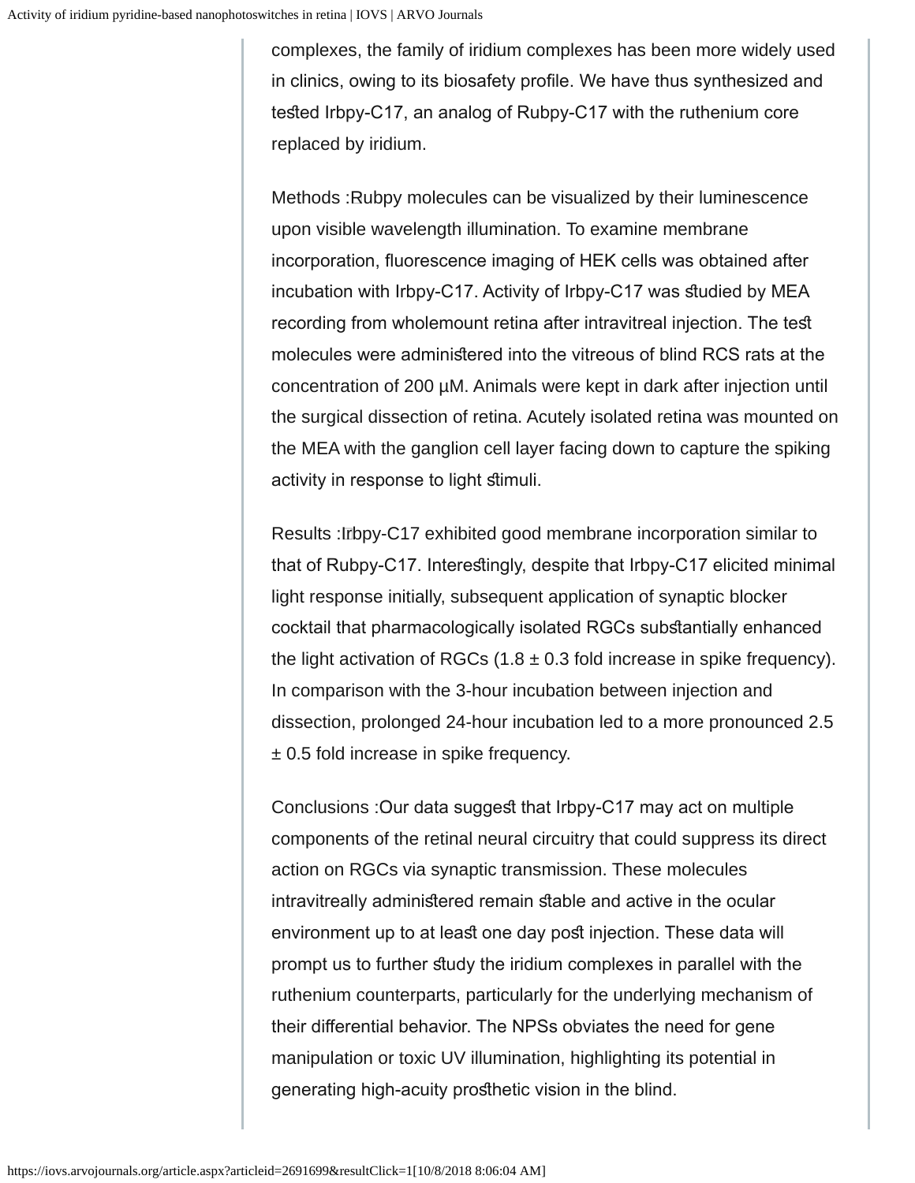complexes, the family of iridium complexes has been more widely used in clinics, owing to its biosafety profile. We have thus synthesized and tested Irbpy-C17, an analog of Rubpy-C17 with the ruthenium core replaced by iridium.

Methods : Rubpy molecules can be visualized by their luminescence upon visible wavelength illumination. To examine membrane incorporation, fluorescence imaging of HEK cells was obtained after incubation with Irbpy-C17. Activity of Irbpy-C17 was studied by MEA recording from wholemount retina after intravitreal injection. The test molecules were administered into the vitreous of blind RCS rats at the concentration of 200 µM. Animals were kept in dark after injection until the surgical dissection of retina. Acutely isolated retina was mounted on the MEA with the ganglion cell layer facing down to capture the spiking activity in response to light stimuli.

Results : Irbpy-C17 exhibited good membrane incorporation similar to that of Rubpy-C17. Interestingly, despite that Irbpy-C17 elicited minimal light response initially, subsequent application of synaptic blocker cocktail that pharmacologically isolated RGCs substantially enhanced the light activation of RGCs (1.8 ± 0.3 fold increase in spike frequency). In comparison with the 3-hour incubation between injection and dissection, prolonged 24-hour incubation led to a more pronounced 2.5 ± 0.5 fold increase in spike frequency.

Conclusions : Our data suggest that Irbpy-C17 may act on multiple components of the retinal neural circuitry that could suppress its direct action on RGCs via synaptic transmission. These molecules intravitreally administered remain stable and active in the ocular environment up to at least one day post injection. These data will prompt us to further study the iridium complexes in parallel with the ruthenium counterparts, particularly for the underlying mechanism of their differential behavior. The NPSs obviates the need for gene manipulation or toxic UV illumination, highlighting its potential in generating high-acuity prosthetic vision in the blind.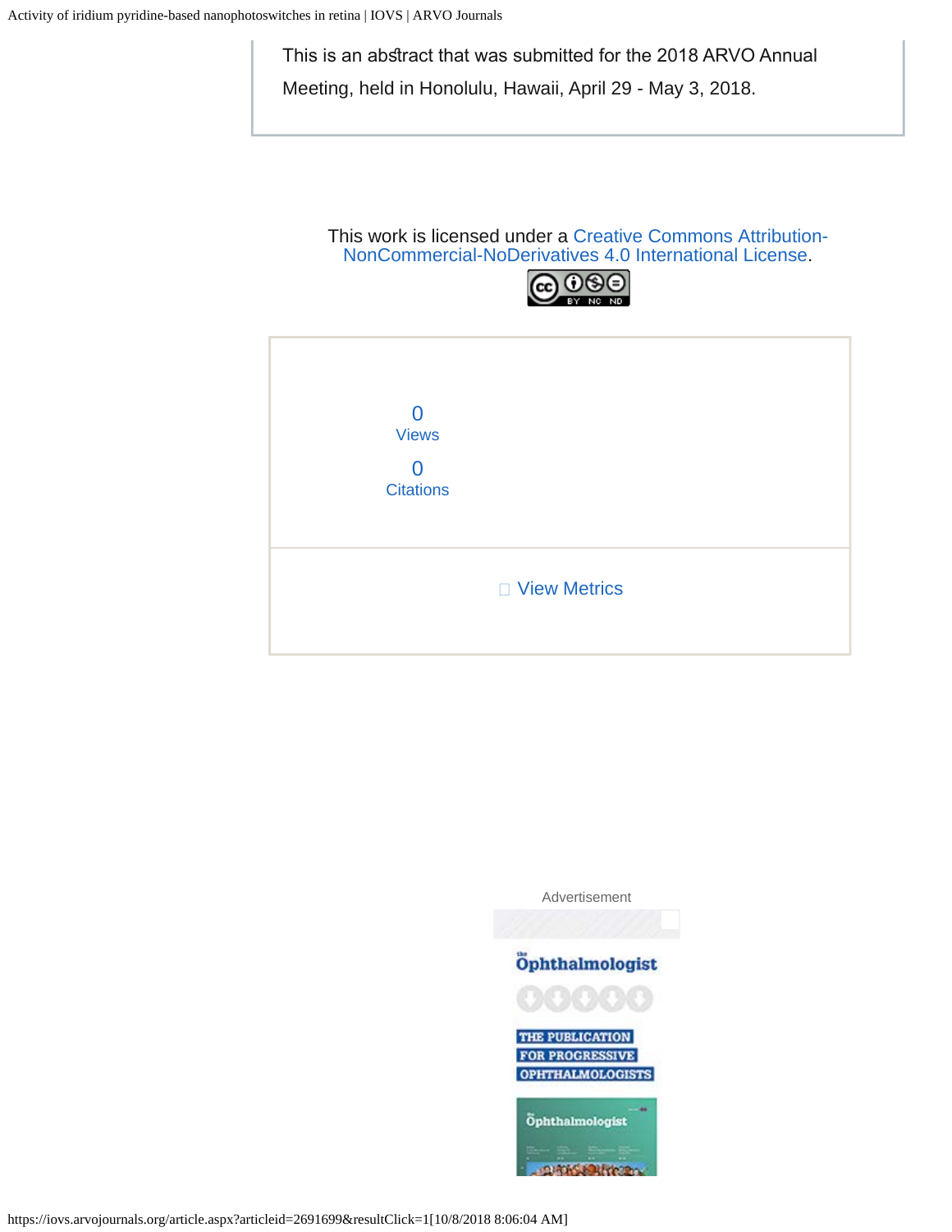This is an abstract that was submitted for the 2018 ARVO Annual Meeting, held in Honolulu, Hawaii, April 29 - May 3, 2018.

This work is licensed under a Creative Commons Attribution-NonCommercial-NoDerivatives 4.0 International License.

0
Views

0
Citations

View Metrics

Advertisement

the Ophthalmologist

THE PUBLICATION FOR PROGRESSIVE OPHTHALMOLOGISTS